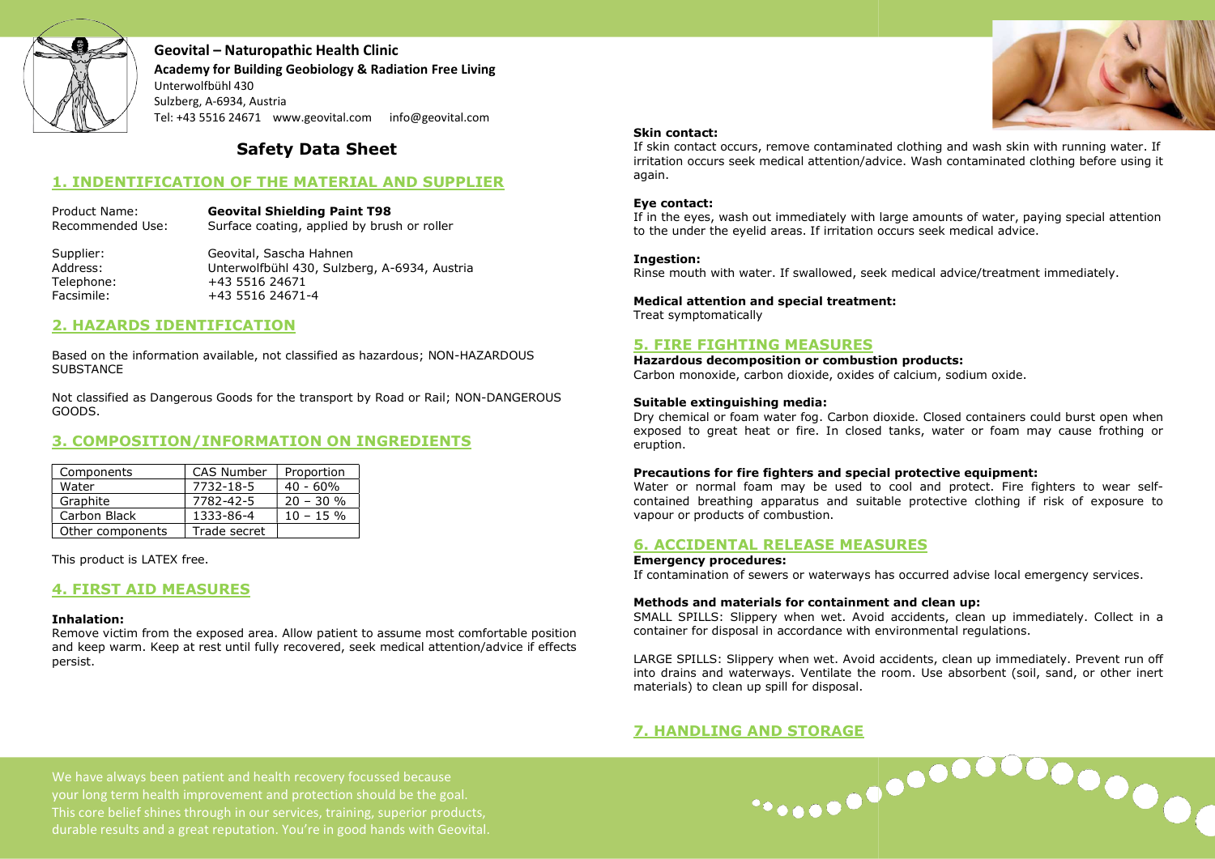**Geovital – Naturopathic Health Clinic**
**Academy for Building Geobiology & Radiation Free Living**
Unterwolfbühl 430
Sulzberg, A-6934, Austria
Tel: +43 5516 24671 www.geovital.com info@geovital.com

# Safety Data Sheet

## 1. INDENTIFICATION OF THE MATERIAL AND SUPPLIER

Product Name: **Geovital Shielding Paint T98**
Recommended Use: Surface coating, applied by brush or roller

Supplier: Geovital, Sascha Hahnen
Address: Unterwolfbühl 430, Sulzberg, A-6934, Austria
Telephone: +43 5516 24671
Facsimile: +43 5516 24671-4

## 2. HAZARDS IDENTIFICATION

Based on the information available, not classified as hazardous; NON-HAZARDOUS SUBSTANCE

Not classified as Dangerous Goods for the transport by Road or Rail; NON-DANGEROUS GOODS.

## 3. COMPOSITION/INFORMATION ON INGREDIENTS

| Components | CAS Number | Proportion |
|---|---|---|
| Water | 7732-18-5 | 40 - 60% |
| Graphite | 7782-42-5 | 20 – 30 % |
| Carbon Black | 1333-86-4 | 10 – 15 % |
| Other components | Trade secret | |

This product is LATEX free.

## 4. FIRST AID MEASURES

**Inhalation:**
Remove victim from the exposed area. Allow patient to assume most comfortable position and keep warm. Keep at rest until fully recovered, seek medical attention/advice if effects persist.

**Skin contact:**
If skin contact occurs, remove contaminated clothing and wash skin with running water. If irritation occurs seek medical attention/advice. Wash contaminated clothing before using it again.

**Eye contact:**
If in the eyes, wash out immediately with large amounts of water, paying special attention to the under the eyelid areas. If irritation occurs seek medical advice.

**Ingestion:**
Rinse mouth with water. If swallowed, seek medical advice/treatment immediately.

**Medical attention and special treatment:**
Treat symptomatically

## 5. FIRE FIGHTING MEASURES

**Hazardous decomposition or combustion products:**
Carbon monoxide, carbon dioxide, oxides of calcium, sodium oxide.

**Suitable extinguishing media:**
Dry chemical or foam water fog. Carbon dioxide. Closed containers could burst open when exposed to great heat or fire. In closed tanks, water or foam may cause frothing or eruption.

**Precautions for fire fighters and special protective equipment:**
Water or normal foam may be used to cool and protect. Fire fighters to wear self-contained breathing apparatus and suitable protective clothing if risk of exposure to vapour or products of combustion.

## 6. ACCIDENTAL RELEASE MEASURES

**Emergency procedures:**
If contamination of sewers or waterways has occurred advise local emergency services.

**Methods and materials for containment and clean up:**
SMALL SPILLS: Slippery when wet. Avoid accidents, clean up immediately. Collect in a container for disposal in accordance with environmental regulations.

LARGE SPILLS: Slippery when wet. Avoid accidents, clean up immediately. Prevent run off into drains and waterways. Ventilate the room. Use absorbent (soil, sand, or other inert materials) to clean up spill for disposal.

## 7. HANDLING AND STORAGE

We have always been patient and health recovery focussed because your long term health improvement and protection should be the goal. This core belief shines through in our services, training, superior products, durable results and a great reputation. You're in good hands with Geovital.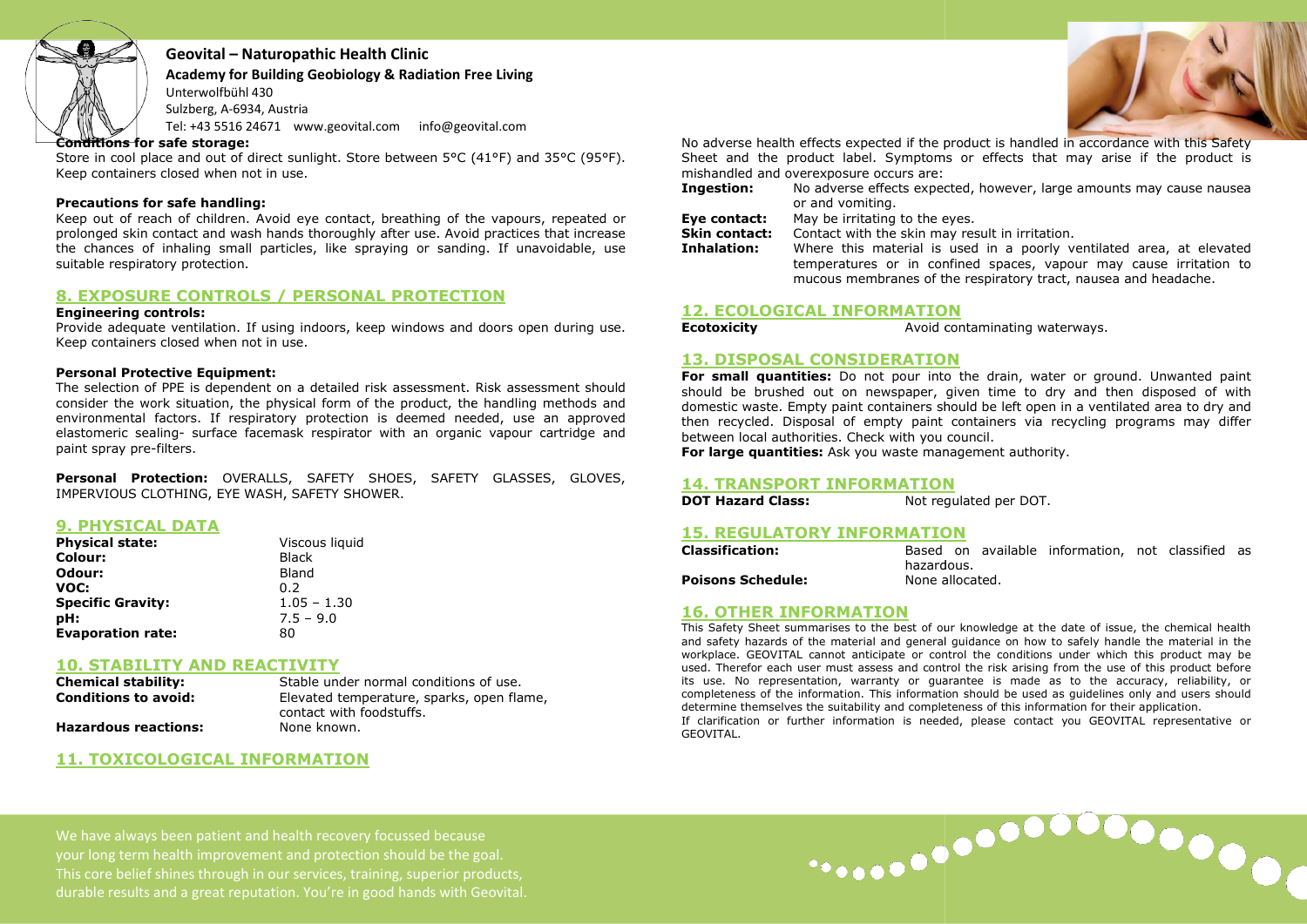**Geovital – Naturopathic Health Clinic**

**Academy for Building Geobiology & Radiation Free Living**

Unterwolfbühl 430

Sulzberg, A-6934, Austria

Tel: +43 5516 24671 www.geovital.com info@geovital.com

**Conditions for safe storage:**

Store in cool place and out of direct sunlight. Store between 5°C (41°F) and 35°C (95°F). Keep containers closed when not in use.

**Precautions for safe handling:**

Keep out of reach of children. Avoid eye contact, breathing of the vapours, repeated or prolonged skin contact and wash hands thoroughly after use. Avoid practices that increase the chances of inhaling small particles, like spraying or sanding. If unavoidable, use suitable respiratory protection.

## 8. EXPOSURE CONTROLS / PERSONAL PROTECTION

**Engineering controls:**

Provide adequate ventilation. If using indoors, keep windows and doors open during use. Keep containers closed when not in use.

**Personal Protective Equipment:**

The selection of PPE is dependent on a detailed risk assessment. Risk assessment should consider the work situation, the physical form of the product, the handling methods and environmental factors. If respiratory protection is deemed needed, use an approved elastomeric sealing- surface facemask respirator with an organic vapour cartridge and paint spray pre-filters.

**Personal Protection:** OVERALLS, SAFETY SHOES, SAFETY GLASSES, GLOVES, IMPERVIOUS CLOTHING, EYE WASH, SAFETY SHOWER.

## 9. PHYSICAL DATA

| | |
|---|---|
| **Physical state:** | Viscous liquid |
| **Colour:** | Black |
| **Odour:** | Bland |
| **VOC:** | 0.2 |
| **Specific Gravity:** | 1.05 – 1.30 |
| **pH:** | 7.5 – 9.0 |
| **Evaporation rate:** | 80 |

## 10. STABILITY AND REACTIVITY

| | |
|---|---|
| **Chemical stability:** | Stable under normal conditions of use. |
| **Conditions to avoid:** | Elevated temperature, sparks, open flame, contact with foodstuffs. |
| **Hazardous reactions:** | None known. |

## 11. TOXICOLOGICAL INFORMATION

No adverse health effects expected if the product is handled in accordance with this Safety Sheet and the product label. Symptoms or effects that may arise if the product is mishandled and overexposure occurs are:

| | |
|---|---|
| **Ingestion:** | No adverse effects expected, however, large amounts may cause nausea or and vomiting. |
| **Eye contact:** | May be irritating to the eyes. |
| **Skin contact:** | Contact with the skin may result in irritation. |
| **Inhalation:** | Where this material is used in a poorly ventilated area, at elevated temperatures or in confined spaces, vapour may cause irritation to mucous membranes of the respiratory tract, nausea and headache. |

## 12. ECOLOGICAL INFORMATION

**Ecotoxicity** Avoid contaminating waterways.

## 13. DISPOSAL CONSIDERATION

**For small quantities:** Do not pour into the drain, water or ground. Unwanted paint should be brushed out on newspaper, given time to dry and then disposed of with domestic waste. Empty paint containers should be left open in a ventilated area to dry and then recycled. Disposal of empty paint containers via recycling programs may differ between local authorities. Check with you council.

**For large quantities:** Ask you waste management authority.

## 14. TRANSPORT INFORMATION

**DOT Hazard Class:** Not regulated per DOT.

## 15. REGULATORY INFORMATION

| | |
|---|---|
| **Classification:** | Based on available information, not classified as hazardous. |
| **Poisons Schedule:** | None allocated. |

## 16. OTHER INFORMATION

This Safety Sheet summarises to the best of our knowledge at the date of issue, the chemical health and safety hazards of the material and general guidance on how to safely handle the material in the workplace. GEOVITAL cannot anticipate or control the conditions under which this product may be used. Therefor each user must assess and control the risk arising from the use of this product before its use. No representation, warranty or guarantee is made as to the accuracy, reliability, or completeness of the information. This information should be used as guidelines only and users should determine themselves the suitability and completeness of this information for their application.

If clarification or further information is needed, please contact you GEOVITAL representative or GEOVITAL.

We have always been patient and health recovery focussed because your long term health improvement and protection should be the goal. This core belief shines through in our services, training, superior products, durable results and a great reputation. You're in good hands with Geovital.